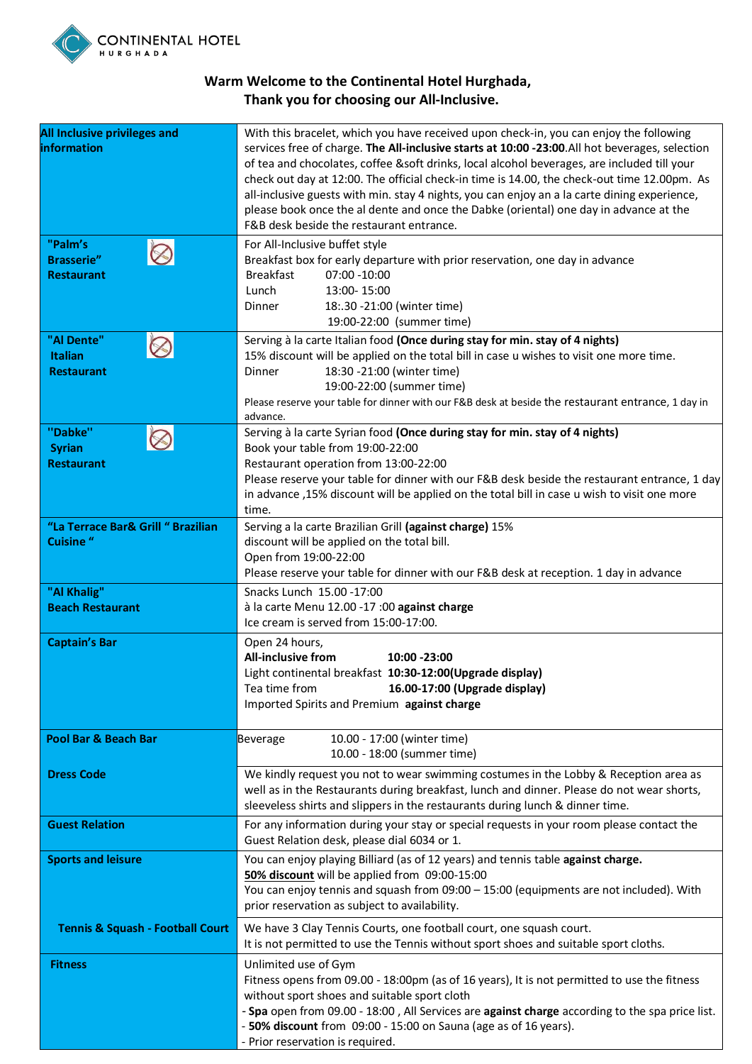CONTINENTAL HOTEL HURGHADA

## Warm Welcome to the Continental Hotel Hurghada,
## Thank you for choosing our All-Inclusive.

| **All Inclusive privileges and information** | With this bracelet, which you have received upon check-in, you can enjoy the following services free of charge. **The All-inclusive starts at 10:00 -23:00**.All hot beverages, selection of tea and chocolates, coffee &soft drinks, local alcohol beverages, are included till your check out day at 12:00. The official check-in time is 14.00, the check-out time 12.00pm. As all-inclusive guests with min. stay 4 nights, you can enjoy an a la carte dining experience, please book once the al dente and once the Dabke (oriental) one day in advance at the F&B desk beside the restaurant entrance. |
|---|---|
| **"Palm's Brasserie" Restaurant** | For All-Inclusive buffet style<br>Breakfast box for early departure with prior reservation, one day in advance<br>Breakfast 07:00 -10:00<br>Lunch 13:00- 15:00<br>Dinner 18:.30 -21:00 (winter time)<br>19:00-22:00 (summer time) |
| **"Al Dente" Italian Restaurant** | Serving à la carte Italian food **(Once during stay for min. stay of 4 nights)**<br>15% discount will be applied on the total bill in case u wishes to visit one more time.<br>Dinner 18:30 -21:00 (winter time)<br>19:00-22:00 (summer time)<br>Please reserve your table for dinner with our F&B desk at beside the restaurant entrance, 1 day in advance. |
| **"Dabke" Syrian Restaurant** | Serving à la carte Syrian food **(Once during stay for min. stay of 4 nights)**<br>Book your table from 19:00-22:00<br>Restaurant operation from 13:00-22:00<br>Please reserve your table for dinner with our F&B desk beside the restaurant entrance, 1 day in advance ,15% discount will be applied on the total bill in case u wish to visit one more time. |
| **"La Terrace Bar& Grill " Brazilian Cuisine "** | Serving a la carte Brazilian Grill **(against charge)** 15% discount will be applied on the total bill.<br>Open from 19:00-22:00<br>Please reserve your table for dinner with our F&B desk at reception. 1 day in advance |
| **"Al Khalig" Beach Restaurant** | Snacks Lunch 15.00 -17:00<br>à la carte Menu 12.00 -17 :00 **against charge**<br>Ice cream is served from 15:00-17:00. |
| **Captain's Bar** | Open 24 hours,<br>**All-inclusive from 10:00 -23:00**<br>Light continental breakfast **10:30-12:00(Upgrade display)**<br>Tea time from **16.00-17:00 (Upgrade display)**<br>Imported Spirits and Premium **against charge** |
| **Pool Bar & Beach Bar** | Beverage 10.00 - 17:00 (winter time)<br>10.00 - 18:00 (summer time) |
| **Dress Code** | We kindly request you not to wear swimming costumes in the Lobby & Reception area as well as in the Restaurants during breakfast, lunch and dinner. Please do not wear shorts, sleeveless shirts and slippers in the restaurants during lunch & dinner time. |
| **Guest Relation** | For any information during your stay or special requests in your room please contact the Guest Relation desk, please dial 6034 or 1. |
| **Sports and leisure** | You can enjoy playing Billiard (as of 12 years) and tennis table **against charge.**<br>**50% discount** will be applied from 09:00-15:00<br>You can enjoy tennis and squash from 09:00 – 15:00 (equipments are not included). With prior reservation as subject to availability. |
| **Tennis & Squash - Football Court** | We have 3 Clay Tennis Courts, one football court, one squash court.<br>It is not permitted to use the Tennis without sport shoes and suitable sport cloths. |
| **Fitness** | Unlimited use of Gym<br>Fitness opens from 09.00 - 18:00pm (as of 16 years), It is not permitted to use the fitness without sport shoes and suitable sport cloth<br>- **Spa** open from 09.00 - 18:00 , All Services are **against charge** according to the spa price list.<br>- **50% discount** from 09:00 - 15:00 on Sauna (age as of 16 years).<br>- Prior reservation is required. |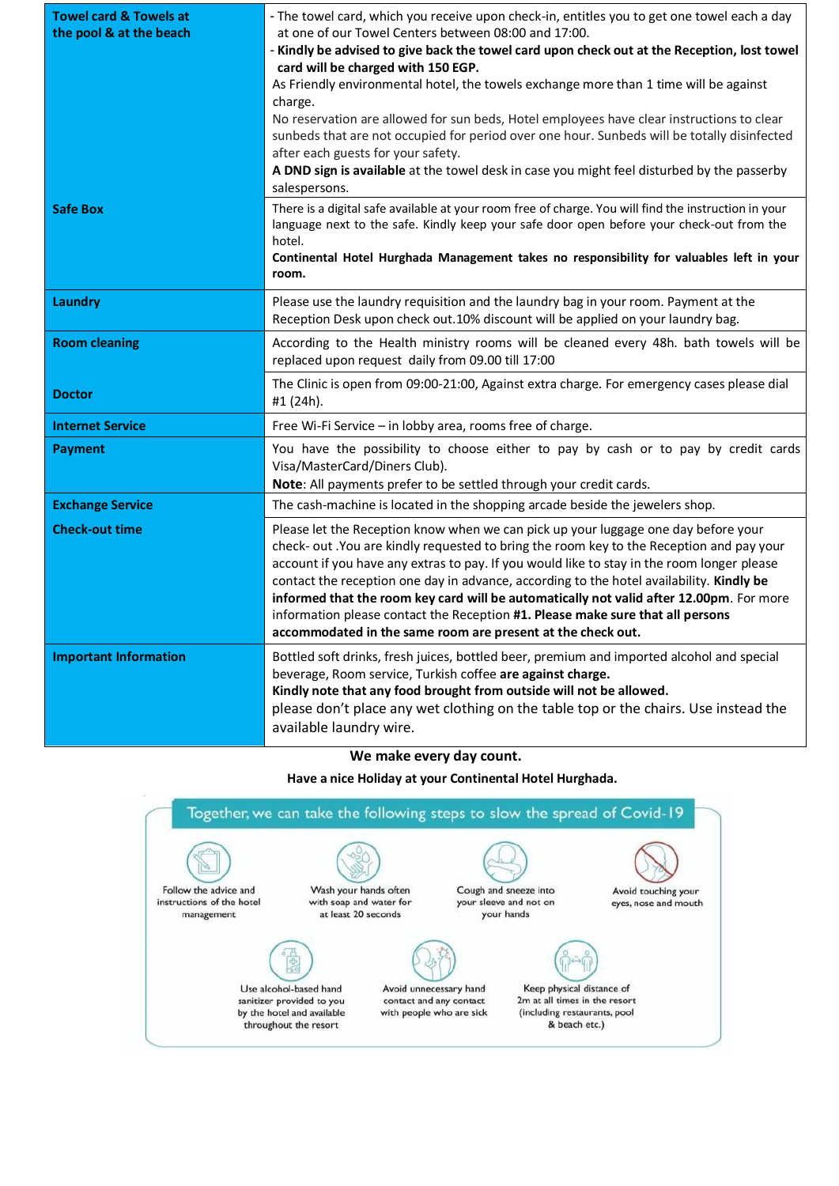| | |
|---|---|
| **Towel card & Towels at the pool & at the beach** | - The towel card, which you receive upon check-in, entitles you to get one towel each a day at one of our Towel Centers between 08:00 and 17:00.<br>- **Kindly be advised to give back the towel card upon check out at the Reception, lost towel card will be charged with 150 EGP.**<br>As Friendly environmental hotel, the towels exchange more than 1 time will be against charge.<br>No reservation are allowed for sun beds, Hotel employees have clear instructions to clear sunbeds that are not occupied for period over one hour. Sunbeds will be totally disinfected after each guests for your safety.<br>**A DND sign is available** at the towel desk in case you might feel disturbed by the passerby salespersons. |
| **Safe Box** | There is a digital safe available at your room free of charge. You will find the instruction in your language next to the safe. Kindly keep your safe door open before your check-out from the hotel.<br>**Continental Hotel Hurghada Management takes no responsibility for valuables left in your room.** |
| **Laundry** | Please use the laundry requisition and the laundry bag in your room. Payment at the Reception Desk upon check out.10% discount will be applied on your laundry bag. |
| **Room cleaning** | According to the Health ministry rooms will be cleaned every 48h. bath towels will be replaced upon request daily from 09.00 till 17:00 |
| **Doctor** | The Clinic is open from 09:00-21:00, Against extra charge. For emergency cases please dial #1 (24h). |
| **Internet Service** | Free Wi-Fi Service – in lobby area, rooms free of charge. |
| **Payment** | You have the possibility to choose either to pay by cash or to pay by credit cards Visa/MasterCard/Diners Club).<br>**Note**: All payments prefer to be settled through your credit cards. |
| **Exchange Service** | The cash-machine is located in the shopping arcade beside the jewelers shop. |
| **Check-out time** | Please let the Reception know when we can pick up your luggage one day before your check- out .You are kindly requested to bring the room key to the Reception and pay your account if you have any extras to pay. If you would like to stay in the room longer please contact the reception one day in advance, according to the hotel availability. **Kindly be informed that the room key card will be automatically not valid after 12.00pm**. For more information please contact the Reception **#1. Please make sure that all persons accommodated in the same room are present at the check out.** |
| **Important Information** | Bottled soft drinks, fresh juices, bottled beer, premium and imported alcohol and special beverage, Room service, Turkish coffee **are against charge.**<br>**Kindly note that any food brought from outside will not be allowed.**<br>please don't place any wet clothing on the table top or the chairs. Use instead the available laundry wire. |

**We make every day count.**

**Have a nice Holiday at your Continental Hotel Hurghada.**

## Together, we can take the following steps to slow the spread of Covid-19

- Follow the advice and instructions of the hotel management
- Wash your hands often with soap and water for at least 20 seconds
- Cough and sneeze into your sleeve and not on your hands
- Avoid touching your eyes, nose and mouth
- Use alcohol-based hand sanitizer provided to you by the hotel and available throughout the resort
- Avoid unnecessary hand contact and any contact with people who are sick
- Keep physical distance of 2m at all times in the resort (including restaurants, pool & beach etc.)